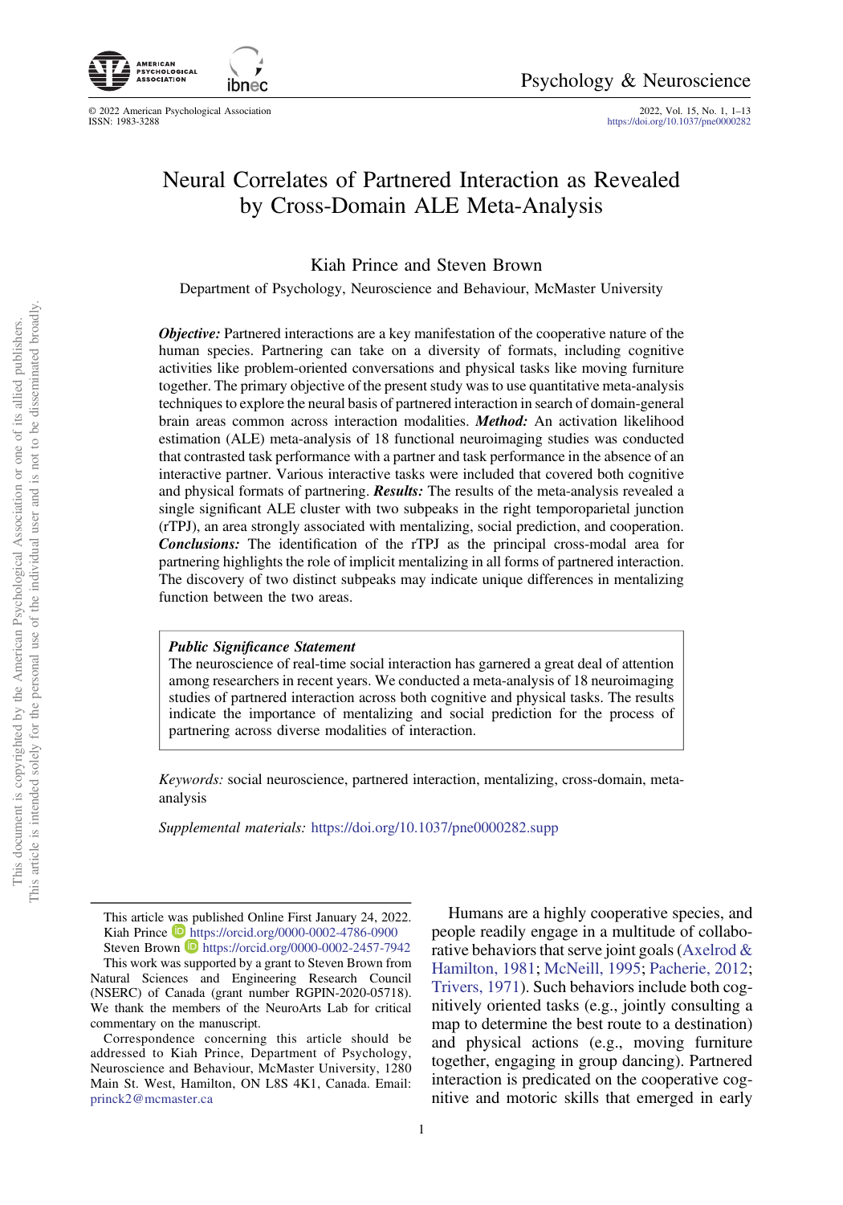# Neural Correlates of Partnered Interaction as Revealed by Cross-Domain ALE Meta-Analysis

Kiah Prince and Steven Brown

Department of Psychology, Neuroscience and Behaviour, McMaster University

***Objective:*** Partnered interactions are a key manifestation of the cooperative nature of the human species. Partnering can take on a diversity of formats, including cognitive activities like problem-oriented conversations and physical tasks like moving furniture together. The primary objective of the present study was to use quantitative meta-analysis techniques to explore the neural basis of partnered interaction in search of domain-general brain areas common across interaction modalities. ***Method:*** An activation likelihood estimation (ALE) meta-analysis of 18 functional neuroimaging studies was conducted that contrasted task performance with a partner and task performance in the absence of an interactive partner. Various interactive tasks were included that covered both cognitive and physical formats of partnering. ***Results:*** The results of the meta-analysis revealed a single significant ALE cluster with two subpeaks in the right temporoparietal junction (rTPJ), an area strongly associated with mentalizing, social prediction, and cooperation. ***Conclusions:*** The identification of the rTPJ as the principal cross-modal area for partnering highlights the role of implicit mentalizing in all forms of partnered interaction. The discovery of two distinct subpeaks may indicate unique differences in mentalizing function between the two areas.

> ***Public Significance Statement***
> The neuroscience of real-time social interaction has garnered a great deal of attention among researchers in recent years. We conducted a meta-analysis of 18 neuroimaging studies of partnered interaction across both cognitive and physical tasks. The results indicate the importance of mentalizing and social prediction for the process of partnering across diverse modalities of interaction.

*Keywords:* social neuroscience, partnered interaction, mentalizing, cross-domain, meta-analysis

*Supplemental materials:* https://doi.org/10.1037/pne0000282.supp

Humans are a highly cooperative species, and people readily engage in a multitude of collaborative behaviors that serve joint goals (Axelrod & Hamilton, 1981; McNeill, 1995; Pacherie, 2012; Trivers, 1971). Such behaviors include both cognitively oriented tasks (e.g., jointly consulting a map to determine the best route to a destination) and physical actions (e.g., moving furniture together, engaging in group dancing). Partnered interaction is predicated on the cooperative cognitive and motoric skills that emerged in early

---

This article was published Online First January 24, 2022.
Kiah Prince https://orcid.org/0000-0002-4786-0900
Steven Brown https://orcid.org/0000-0002-2457-7942
This work was supported by a grant to Steven Brown from Natural Sciences and Engineering Research Council (NSERC) of Canada (grant number RGPIN-2020-05718). We thank the members of the NeuroArts Lab for critical commentary on the manuscript.
Correspondence concerning this article should be addressed to Kiah Prince, Department of Psychology, Neuroscience and Behaviour, McMaster University, 1280 Main St. West, Hamilton, ON L8S 4K1, Canada. Email: princk2@mcmaster.ca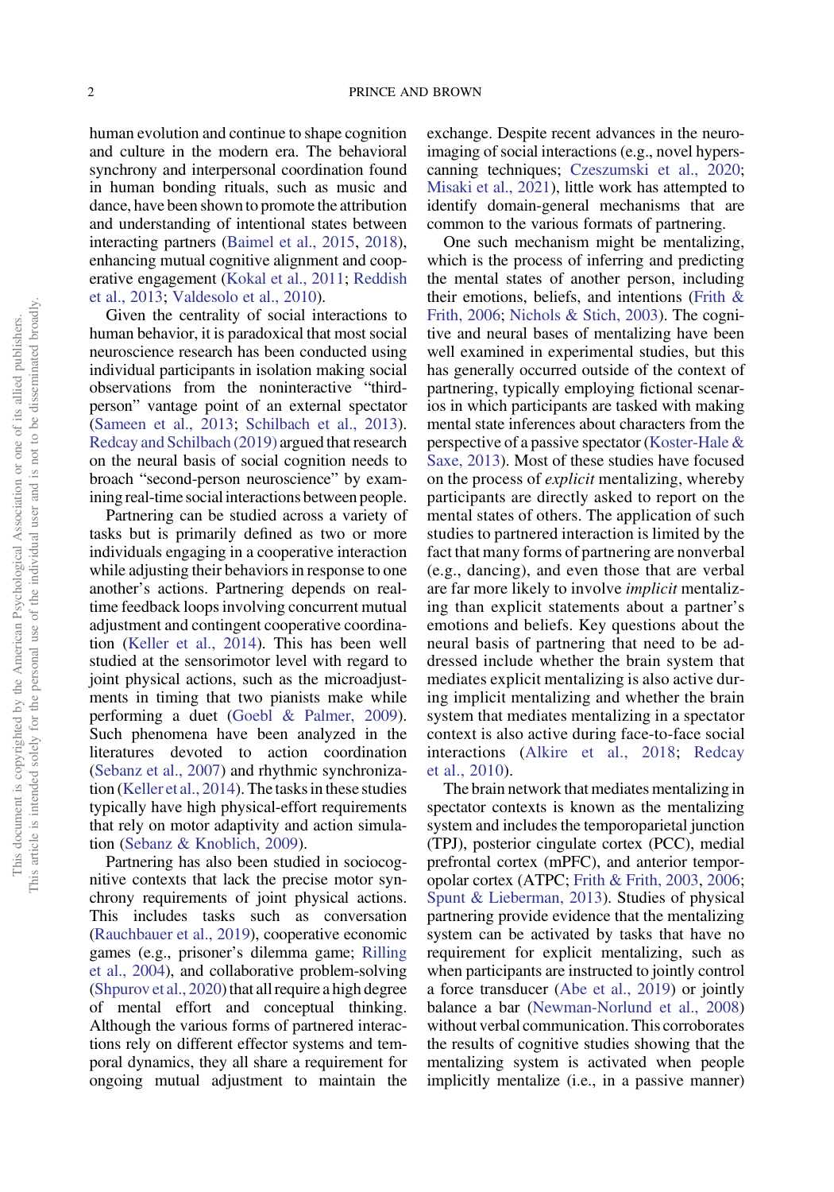human evolution and continue to shape cognition and culture in the modern era. The behavioral synchrony and interpersonal coordination found in human bonding rituals, such as music and dance, have been shown to promote the attribution and understanding of intentional states between interacting partners (Baimel et al., 2015, 2018), enhancing mutual cognitive alignment and cooperative engagement (Kokal et al., 2011; Reddish et al., 2013; Valdesolo et al., 2010).

Given the centrality of social interactions to human behavior, it is paradoxical that most social neuroscience research has been conducted using individual participants in isolation making social observations from the noninteractive "third-person" vantage point of an external spectator (Sameen et al., 2013; Schilbach et al., 2013). Redcay and Schilbach (2019) argued that research on the neural basis of social cognition needs to broach "second-person neuroscience" by examining real-time social interactions between people.

Partnering can be studied across a variety of tasks but is primarily defined as two or more individuals engaging in a cooperative interaction while adjusting their behaviors in response to one another's actions. Partnering depends on real-time feedback loops involving concurrent mutual adjustment and contingent cooperative coordination (Keller et al., 2014). This has been well studied at the sensorimotor level with regard to joint physical actions, such as the microadjustments in timing that two pianists make while performing a duet (Goebl & Palmer, 2009). Such phenomena have been analyzed in the literatures devoted to action coordination (Sebanz et al., 2007) and rhythmic synchronization (Keller et al., 2014). The tasks in these studies typically have high physical-effort requirements that rely on motor adaptivity and action simulation (Sebanz & Knoblich, 2009).

Partnering has also been studied in sociocognitive contexts that lack the precise motor synchrony requirements of joint physical actions. This includes tasks such as conversation (Rauchbauer et al., 2019), cooperative economic games (e.g., prisoner's dilemma game; Rilling et al., 2004), and collaborative problem-solving (Shpurov et al., 2020) that all require a high degree of mental effort and conceptual thinking. Although the various forms of partnered interactions rely on different effector systems and temporal dynamics, they all share a requirement for ongoing mutual adjustment to maintain the exchange. Despite recent advances in the neuroimaging of social interactions (e.g., novel hyperscanning techniques; Czeszumski et al., 2020; Misaki et al., 2021), little work has attempted to identify domain-general mechanisms that are common to the various formats of partnering.

One such mechanism might be mentalizing, which is the process of inferring and predicting the mental states of another person, including their emotions, beliefs, and intentions (Frith & Frith, 2006; Nichols & Stich, 2003). The cognitive and neural bases of mentalizing have been well examined in experimental studies, but this has generally occurred outside of the context of partnering, typically employing fictional scenarios in which participants are tasked with making mental state inferences about characters from the perspective of a passive spectator (Koster-Hale & Saxe, 2013). Most of these studies have focused on the process of *explicit* mentalizing, whereby participants are directly asked to report on the mental states of others. The application of such studies to partnered interaction is limited by the fact that many forms of partnering are nonverbal (e.g., dancing), and even those that are verbal are far more likely to involve *implicit* mentalizing than explicit statements about a partner's emotions and beliefs. Key questions about the neural basis of partnering that need to be addressed include whether the brain system that mediates explicit mentalizing is also active during implicit mentalizing and whether the brain system that mediates mentalizing in a spectator context is also active during face-to-face social interactions (Alkire et al., 2018; Redcay et al., 2010).

The brain network that mediates mentalizing in spectator contexts is known as the mentalizing system and includes the temporoparietal junction (TPJ), posterior cingulate cortex (PCC), medial prefrontal cortex (mPFC), and anterior temporopolar cortex (ATPC; Frith & Frith, 2003, 2006; Spunt & Lieberman, 2013). Studies of physical partnering provide evidence that the mentalizing system can be activated by tasks that have no requirement for explicit mentalizing, such as when participants are instructed to jointly control a force transducer (Abe et al., 2019) or jointly balance a bar (Newman-Norlund et al., 2008) without verbal communication. This corroborates the results of cognitive studies showing that the mentalizing system is activated when people implicitly mentalize (i.e., in a passive manner)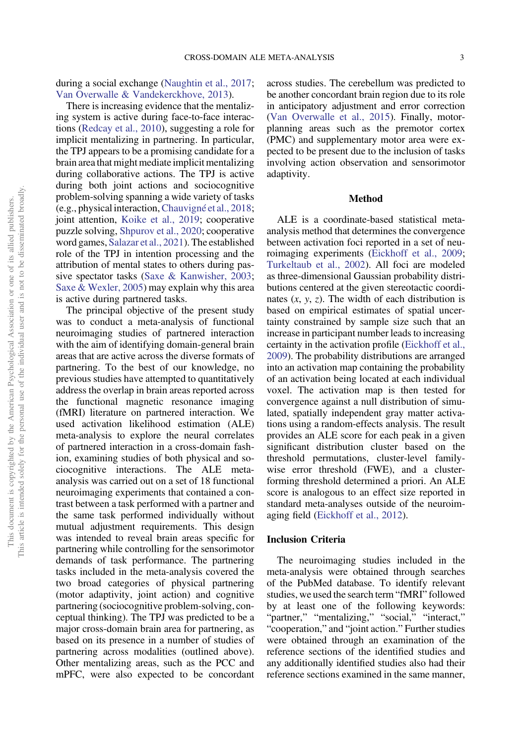during a social exchange (Naughtin et al., 2017; Van Overwalle & Vandekerckhove, 2013).

There is increasing evidence that the mentalizing system is active during face-to-face interactions (Redcay et al., 2010), suggesting a role for implicit mentalizing in partnering. In particular, the TPJ appears to be a promising candidate for a brain area that might mediate implicit mentalizing during collaborative actions. The TPJ is active during both joint actions and sociocognitive problem-solving spanning a wide variety of tasks (e.g., physical interaction, Chauvigné et al., 2018; joint attention, Koike et al., 2019; cooperative puzzle solving, Shpurov et al., 2020; cooperative word games, Salazar et al., 2021). The established role of the TPJ in intention processing and the attribution of mental states to others during passive spectator tasks (Saxe & Kanwisher, 2003; Saxe & Wexler, 2005) may explain why this area is active during partnered tasks.

The principal objective of the present study was to conduct a meta-analysis of functional neuroimaging studies of partnered interaction with the aim of identifying domain-general brain areas that are active across the diverse formats of partnering. To the best of our knowledge, no previous studies have attempted to quantitatively address the overlap in brain areas reported across the functional magnetic resonance imaging (fMRI) literature on partnered interaction. We used activation likelihood estimation (ALE) meta-analysis to explore the neural correlates of partnered interaction in a cross-domain fashion, examining studies of both physical and sociocognitive interactions. The ALE meta-analysis was carried out on a set of 18 functional neuroimaging experiments that contained a contrast between a task performed with a partner and the same task performed individually without mutual adjustment requirements. This design was intended to reveal brain areas specific for partnering while controlling for the sensorimotor demands of task performance. The partnering tasks included in the meta-analysis covered the two broad categories of physical partnering (motor adaptivity, joint action) and cognitive partnering (sociocognitive problem-solving, conceptual thinking). The TPJ was predicted to be a major cross-domain brain area for partnering, as based on its presence in a number of studies of partnering across modalities (outlined above). Other mentalizing areas, such as the PCC and mPFC, were also expected to be concordant across studies. The cerebellum was predicted to be another concordant brain region due to its role in anticipatory adjustment and error correction (Van Overwalle et al., 2015). Finally, motor-planning areas such as the premotor cortex (PMC) and supplementary motor area were expected to be present due to the inclusion of tasks involving action observation and sensorimotor adaptivity.

## Method

ALE is a coordinate-based statistical meta-analysis method that determines the convergence between activation foci reported in a set of neuroimaging experiments (Eickhoff et al., 2009; Turkeltaub et al., 2002). All foci are modeled as three-dimensional Gaussian probability distributions centered at the given stereotactic coordinates ($x$, $y$, $z$). The width of each distribution is based on empirical estimates of spatial uncertainty constrained by sample size such that an increase in participant number leads to increasing certainty in the activation profile (Eickhoff et al., 2009). The probability distributions are arranged into an activation map containing the probability of an activation being located at each individual voxel. The activation map is then tested for convergence against a null distribution of simulated, spatially independent gray matter activations using a random-effects analysis. The result provides an ALE score for each peak in a given significant distribution cluster based on the threshold permutations, cluster-level family-wise error threshold (FWE), and a cluster-forming threshold determined a priori. An ALE score is analogous to an effect size reported in standard meta-analyses outside of the neuroimaging field (Eickhoff et al., 2012).

### Inclusion Criteria

The neuroimaging studies included in the meta-analysis were obtained through searches of the PubMed database. To identify relevant studies, we used the search term "fMRI" followed by at least one of the following keywords: "partner," "mentalizing," "social," "interact," "cooperation," and "joint action." Further studies were obtained through an examination of the reference sections of the identified studies and any additionally identified studies also had their reference sections examined in the same manner,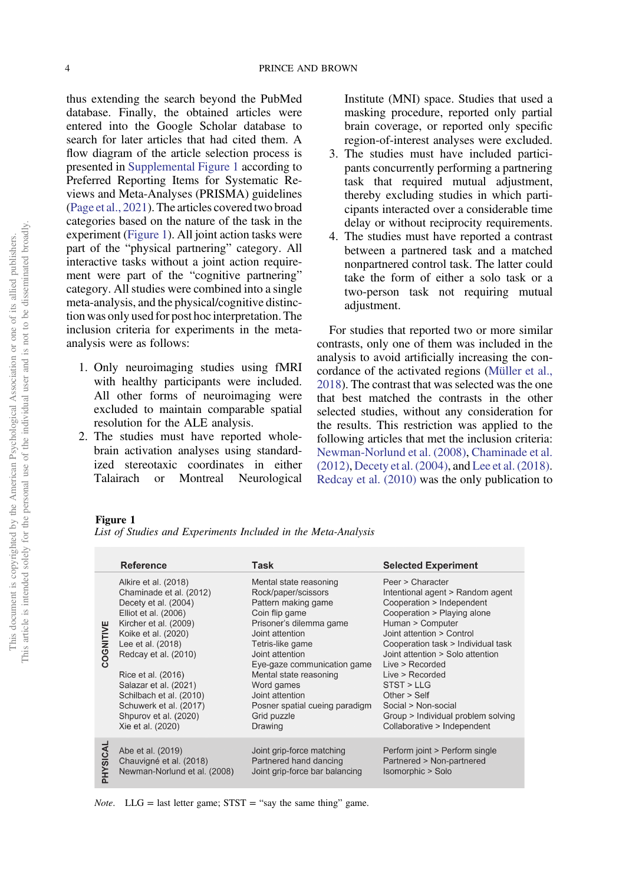thus extending the search beyond the PubMed database. Finally, the obtained articles were entered into the Google Scholar database to search for later articles that had cited them. A flow diagram of the article selection process is presented in Supplemental Figure 1 according to Preferred Reporting Items for Systematic Reviews and Meta-Analyses (PRISMA) guidelines (Page et al., 2021). The articles covered two broad categories based on the nature of the task in the experiment (Figure 1). All joint action tasks were part of the "physical partnering" category. All interactive tasks without a joint action requirement were part of the "cognitive partnering" category. All studies were combined into a single meta-analysis, and the physical/cognitive distinction was only used for post hoc interpretation. The inclusion criteria for experiments in the meta-analysis were as follows:

1. Only neuroimaging studies using fMRI with healthy participants were included. All other forms of neuroimaging were excluded to maintain comparable spatial resolution for the ALE analysis.
2. The studies must have reported whole-brain activation analyses using standardized stereotaxic coordinates in either Talairach or Montreal Neurological Institute (MNI) space. Studies that used a masking procedure, reported only partial brain coverage, or reported only specific region-of-interest analyses were excluded.
3. The studies must have included participants concurrently performing a partnering task that required mutual adjustment, thereby excluding studies in which participants interacted over a considerable time delay or without reciprocity requirements.
4. The studies must have reported a contrast between a partnered task and a matched nonpartnered control task. The latter could take the form of either a solo task or a two-person task not requiring mutual adjustment.

For studies that reported two or more similar contrasts, only one of them was included in the analysis to avoid artificially increasing the concordance of the activated regions (Müller et al., 2018). The contrast that was selected was the one that best matched the contrasts in the other selected studies, without any consideration for the results. This restriction was applied to the following articles that met the inclusion criteria: Newman-Norlund et al. (2008), Chaminade et al. (2012), Decety et al. (2004), and Lee et al. (2018). Redcay et al. (2010) was the only publication to

**Figure 1**

*List of Studies and Experiments Included in the Meta-Analysis*

| | Reference | Task | Selected Experiment |
|---|---|---|---|
| COGNITIVE | Alkire et al. (2018) | Mental state reasoning | Peer > Character |
| | Chaminade et al. (2012) | Rock/paper/scissors | Intentional agent > Random agent |
| | Decety et al. (2004) | Pattern making game | Cooperation > Independent |
| | Elliot et al. (2006) | Coin flip game | Cooperation > Playing alone |
| | Kircher et al. (2009) | Prisoner's dilemma game | Human > Computer |
| | Koike et al. (2020) | Joint attention | Joint attention > Control |
| | Lee et al. (2018) | Tetris-like game | Cooperation task > Individual task |
| | Redcay et al. (2010) | Joint attention | Joint attention > Solo attention |
| | | Eye-gaze communication game | Live > Recorded |
| | Rice et al. (2016) | Mental state reasoning | Live > Recorded |
| | Salazar et al. (2021) | Word games | STST > LLG |
| | Schilbach et al. (2010) | Joint attention | Other > Self |
| | Schuwerk et al. (2017) | Posner spatial cueing paradigm | Social > Non-social |
| | Shpurov et al. (2020) | Grid puzzle | Group > Individual problem solving |
| | Xie et al. (2020) | Drawing | Collaborative > Independent |
| PHYSICAL | Abe et al. (2019) | Joint grip-force matching | Perform joint > Perform single |
| | Chauvigné et al. (2018) | Partnered hand dancing | Partnered > Non-partnered |
| | Newman-Norlund et al. (2008) | Joint grip-force bar balancing | Isomorphic > Solo |

*Note.* LLG = last letter game; STST = "say the same thing" game.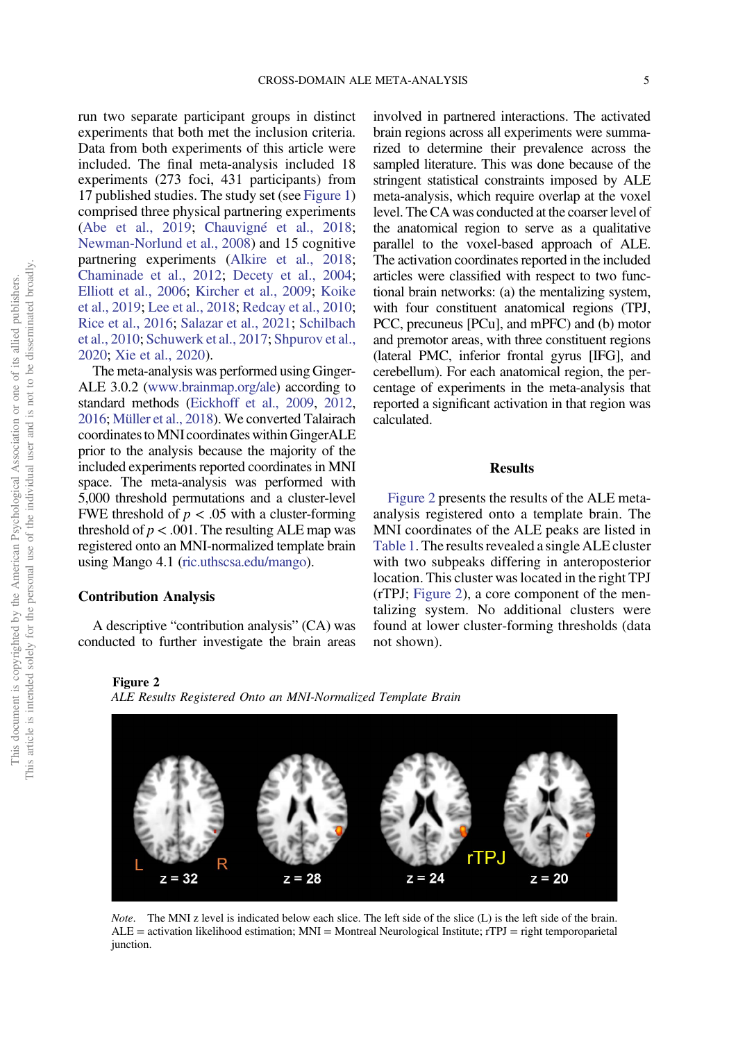run two separate participant groups in distinct experiments that both met the inclusion criteria. Data from both experiments of this article were included. The final meta-analysis included 18 experiments (273 foci, 431 participants) from 17 published studies. The study set (see Figure 1) comprised three physical partnering experiments (Abe et al., 2019; Chauvigné et al., 2018; Newman-Norlund et al., 2008) and 15 cognitive partnering experiments (Alkire et al., 2018; Chaminade et al., 2012; Decety et al., 2004; Elliott et al., 2006; Kircher et al., 2009; Koike et al., 2019; Lee et al., 2018; Redcay et al., 2010; Rice et al., 2016; Salazar et al., 2021; Schilbach et al., 2010; Schuwerk et al., 2017; Shpurov et al., 2020; Xie et al., 2020).

The meta-analysis was performed using GingerALE 3.0.2 (www.brainmap.org/ale) according to standard methods (Eickhoff et al., 2009, 2012, 2016; Müller et al., 2018). We converted Talairach coordinates to MNI coordinates within GingerALE prior to the analysis because the majority of the included experiments reported coordinates in MNI space. The meta-analysis was performed with 5,000 threshold permutations and a cluster-level FWE threshold of $p < .05$ with a cluster-forming threshold of $p < .001$. The resulting ALE map was registered onto an MNI-normalized template brain using Mango 4.1 (ric.uthscsa.edu/mango).

## Contribution Analysis

A descriptive "contribution analysis" (CA) was conducted to further investigate the brain areas involved in partnered interactions. The activated brain regions across all experiments were summarized to determine their prevalence across the sampled literature. This was done because of the stringent statistical constraints imposed by ALE meta-analysis, which require overlap at the voxel level. The CA was conducted at the coarser level of the anatomical region to serve as a qualitative parallel to the voxel-based approach of ALE. The activation coordinates reported in the included articles were classified with respect to two functional brain networks: (a) the mentalizing system, with four constituent anatomical regions (TPJ, PCC, precuneus [PCu], and mPFC) and (b) motor and premotor areas, with three constituent regions (lateral PMC, inferior frontal gyrus [IFG], and cerebellum). For each anatomical region, the percentage of experiments in the meta-analysis that reported a significant activation in that region was calculated.

## Results

Figure 2 presents the results of the ALE meta-analysis registered onto a template brain. The MNI coordinates of the ALE peaks are listed in Table 1. The results revealed a single ALE cluster with two subpeaks differing in anteroposterior location. This cluster was located in the right TPJ (rTPJ; Figure 2), a core component of the mentalizing system. No additional clusters were found at lower cluster-forming thresholds (data not shown).

**Figure 2**

*ALE Results Registered Onto an MNI-Normalized Template Brain*

*Note.* The MNI z level is indicated below each slice. The left side of the slice (L) is the left side of the brain. ALE = activation likelihood estimation; MNI = Montreal Neurological Institute; rTPJ = right temporoparietal junction.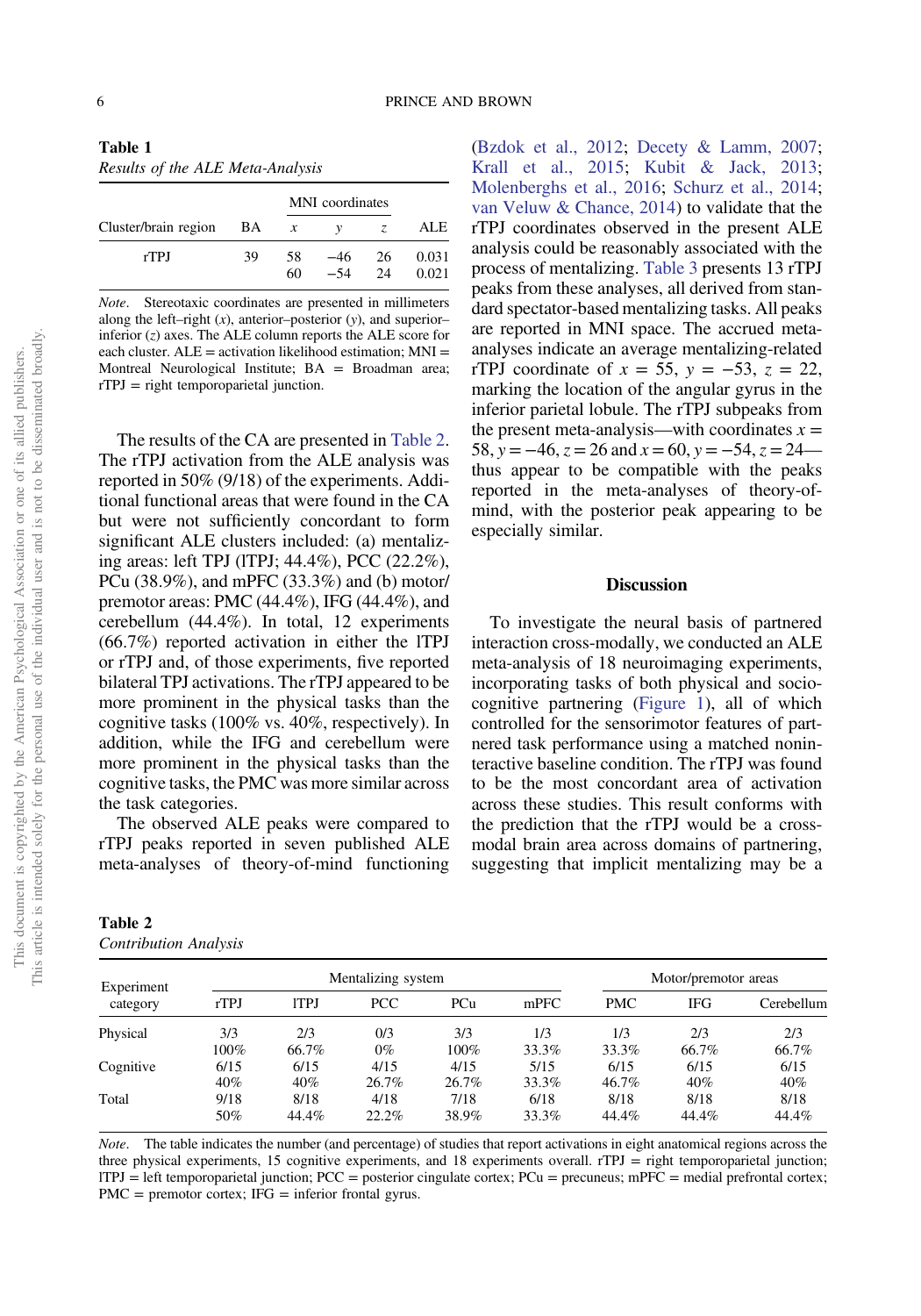**Table 1**
*Results of the ALE Meta-Analysis*

| Cluster/brain region | BA | MNI coordinates *x* | *y* | *z* | ALE |
|---|---|---|---|---|---|
| rTPJ | 39 | 58 | −46 | 26 | 0.031 |
| | | 60 | −54 | 24 | 0.021 |

*Note*. Stereotaxic coordinates are presented in millimeters along the left–right (*x*), anterior–posterior (*y*), and superior–inferior (*z*) axes. The ALE column reports the ALE score for each cluster. ALE = activation likelihood estimation; MNI = Montreal Neurological Institute; BA = Broadman area; rTPJ = right temporoparietal junction.

The results of the CA are presented in Table 2. The rTPJ activation from the ALE analysis was reported in 50% (9/18) of the experiments. Additional functional areas that were found in the CA but were not sufficiently concordant to form significant ALE clusters included: (a) mentalizing areas: left TPJ (lTPJ; 44.4%), PCC (22.2%), PCu (38.9%), and mPFC (33.3%) and (b) motor/premotor areas: PMC (44.4%), IFG (44.4%), and cerebellum (44.4%). In total, 12 experiments (66.7%) reported activation in either the lTPJ or rTPJ and, of those experiments, five reported bilateral TPJ activations. The rTPJ appeared to be more prominent in the physical tasks than the cognitive tasks (100% vs. 40%, respectively). In addition, while the IFG and cerebellum were more prominent in the physical tasks than the cognitive tasks, the PMC was more similar across the task categories.

The observed ALE peaks were compared to rTPJ peaks reported in seven published ALE meta-analyses of theory-of-mind functioning (Bzdok et al., 2012; Decety & Lamm, 2007; Krall et al., 2015; Kubit & Jack, 2013; Molenberghs et al., 2016; Schurz et al., 2014; van Veluw & Chance, 2014) to validate that the rTPJ coordinates observed in the present ALE analysis could be reasonably associated with the process of mentalizing. Table 3 presents 13 rTPJ peaks from these analyses, all derived from standard spectator-based mentalizing tasks. All peaks are reported in MNI space. The accrued meta-analyses indicate an average mentalizing-related rTPJ coordinate of $x = 55$, $y = -53$, $z = 22$, marking the location of the angular gyrus in the inferior parietal lobule. The rTPJ subpeaks from the present meta-analysis—with coordinates $x = 58$, $y = -46$, $z = 26$ and $x = 60$, $y = -54$, $z = 24$—thus appear to be compatible with the peaks reported in the meta-analyses of theory-of-mind, with the posterior peak appearing to be especially similar.

## Discussion

To investigate the neural basis of partnered interaction cross-modally, we conducted an ALE meta-analysis of 18 neuroimaging experiments, incorporating tasks of both physical and sociocognitive partnering (Figure 1), all of which controlled for the sensorimotor features of partnered task performance using a matched noninteractive baseline condition. The rTPJ was found to be the most concordant area of activation across these studies. This result conforms with the prediction that the rTPJ would be a cross-modal brain area across domains of partnering, suggesting that implicit mentalizing may be a

**Table 2**
*Contribution Analysis*

| Experiment category | Mentalizing system: rTPJ | lTPJ | PCC | PCu | mPFC | Motor/premotor areas: PMC | IFG | Cerebellum |
|---|---|---|---|---|---|---|---|---|
| Physical | 3/3<br>100% | 2/3<br>66.7% | 0/3<br>0% | 3/3<br>100% | 1/3<br>33.3% | 1/3<br>33.3% | 2/3<br>66.7% | 2/3<br>66.7% |
| Cognitive | 6/15<br>40% | 6/15<br>40% | 4/15<br>26.7% | 4/15<br>26.7% | 5/15<br>33.3% | 6/15<br>46.7% | 6/15<br>40% | 6/15<br>40% |
| Total | 9/18<br>50% | 8/18<br>44.4% | 4/18<br>22.2% | 7/18<br>38.9% | 6/18<br>33.3% | 8/18<br>44.4% | 8/18<br>44.4% | 8/18<br>44.4% |

*Note*. The table indicates the number (and percentage) of studies that report activations in eight anatomical regions across the three physical experiments, 15 cognitive experiments, and 18 experiments overall. rTPJ = right temporoparietal junction; lTPJ = left temporoparietal junction; PCC = posterior cingulate cortex; PCu = precuneus; mPFC = medial prefrontal cortex; PMC = premotor cortex; IFG = inferior frontal gyrus.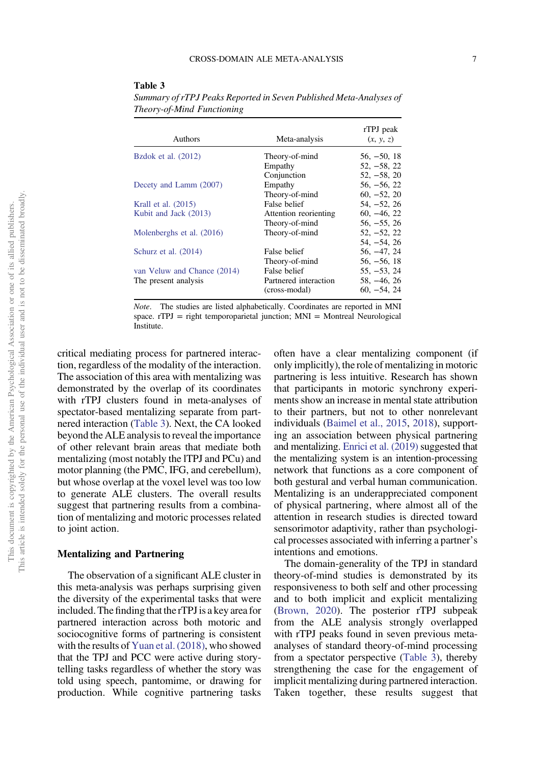**Table 3**

*Summary of rTPJ Peaks Reported in Seven Published Meta-Analyses of Theory-of-Mind Functioning*

| Authors | Meta-analysis | rTPJ peak (*x*, *y*, *z*) |
|---|---|---|
| Bzdok et al. (2012) | Theory-of-mind | 56, −50, 18 |
| | Empathy | 52, −58, 22 |
| | Conjunction | 52, −58, 20 |
| Decety and Lamm (2007) | Empathy | 56, −56, 22 |
| | Theory-of-mind | 60, −52, 20 |
| Krall et al. (2015) | False belief | 54, −52, 26 |
| Kubit and Jack (2013) | Attention reorienting | 60, −46, 22 |
| | Theory-of-mind | 56, −55, 26 |
| Molenberghs et al. (2016) | Theory-of-mind | 52, −52, 22 |
| | | 54, −54, 26 |
| Schurz et al. (2014) | False belief | 56, −47, 24 |
| | Theory-of-mind | 56, −56, 18 |
| van Veluw and Chance (2014) | False belief | 55, −53, 24 |
| The present analysis | Partnered interaction (cross-modal) | 58, −46, 26 |
| | | 60, −54, 24 |

*Note*. The studies are listed alphabetically. Coordinates are reported in MNI space. rTPJ = right temporoparietal junction; MNI = Montreal Neurological Institute.

critical mediating process for partnered interaction, regardless of the modality of the interaction. The association of this area with mentalizing was demonstrated by the overlap of its coordinates with rTPJ clusters found in meta-analyses of spectator-based mentalizing separate from partnered interaction (Table 3). Next, the CA looked beyond the ALE analysis to reveal the importance of other relevant brain areas that mediate both mentalizing (most notably the lTPJ and PCu) and motor planning (the PMC, IFG, and cerebellum), but whose overlap at the voxel level was too low to generate ALE clusters. The overall results suggest that partnering results from a combination of mentalizing and motoric processes related to joint action.

## Mentalizing and Partnering

The observation of a significant ALE cluster in this meta-analysis was perhaps surprising given the diversity of the experimental tasks that were included. The finding that the rTPJ is a key area for partnered interaction across both motoric and sociocognitive forms of partnering is consistent with the results of Yuan et al. (2018), who showed that the TPJ and PCC were active during storytelling tasks regardless of whether the story was told using speech, pantomime, or drawing for production. While cognitive partnering tasks often have a clear mentalizing component (if only implicitly), the role of mentalizing in motoric partnering is less intuitive. Research has shown that participants in motoric synchrony experiments show an increase in mental state attribution to their partners, but not to other nonrelevant individuals (Baimel et al., 2015, 2018), supporting an association between physical partnering and mentalizing. Enrici et al. (2019) suggested that the mentalizing system is an intention-processing network that functions as a core component of both gestural and verbal human communication. Mentalizing is an underappreciated component of physical partnering, where almost all of the attention in research studies is directed toward sensorimotor adaptivity, rather than psychological processes associated with inferring a partner's intentions and emotions.

The domain-generality of the TPJ in standard theory-of-mind studies is demonstrated by its responsiveness to both self and other processing and to both implicit and explicit mentalizing (Brown, 2020). The posterior rTPJ subpeak from the ALE analysis strongly overlapped with rTPJ peaks found in seven previous meta-analyses of standard theory-of-mind processing from a spectator perspective (Table 3), thereby strengthening the case for the engagement of implicit mentalizing during partnered interaction. Taken together, these results suggest that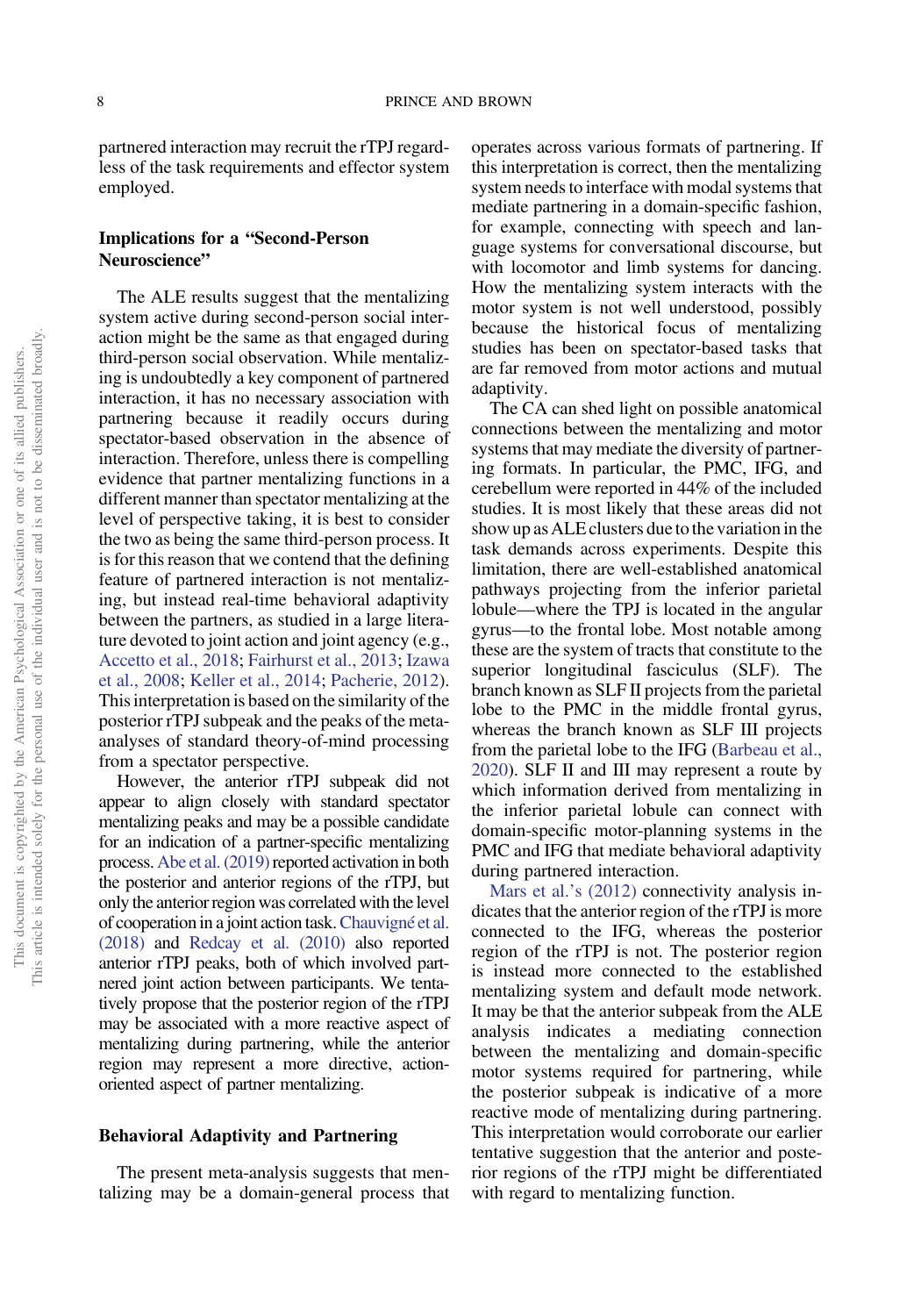partnered interaction may recruit the rTPJ regardless of the task requirements and effector system employed.

## Implications for a "Second-Person Neuroscience"

The ALE results suggest that the mentalizing system active during second-person social interaction might be the same as that engaged during third-person social observation. While mentalizing is undoubtedly a key component of partnered interaction, it has no necessary association with partnering because it readily occurs during spectator-based observation in the absence of interaction. Therefore, unless there is compelling evidence that partner mentalizing functions in a different manner than spectator mentalizing at the level of perspective taking, it is best to consider the two as being the same third-person process. It is for this reason that we contend that the defining feature of partnered interaction is not mentalizing, but instead real-time behavioral adaptivity between the partners, as studied in a large literature devoted to joint action and joint agency (e.g., Accetto et al., 2018; Fairhurst et al., 2013; Izawa et al., 2008; Keller et al., 2014; Pacherie, 2012). This interpretation is based on the similarity of the posterior rTPJ subpeak and the peaks of the meta-analyses of standard theory-of-mind processing from a spectator perspective.

However, the anterior rTPJ subpeak did not appear to align closely with standard spectator mentalizing peaks and may be a possible candidate for an indication of a partner-specific mentalizing process. Abe et al. (2019) reported activation in both the posterior and anterior regions of the rTPJ, but only the anterior region was correlated with the level of cooperation in a joint action task. Chauvigné et al. (2018) and Redcay et al. (2010) also reported anterior rTPJ peaks, both of which involved partnered joint action between participants. We tentatively propose that the posterior region of the rTPJ may be associated with a more reactive aspect of mentalizing during partnering, while the anterior region may represent a more directive, action-oriented aspect of partner mentalizing.

## Behavioral Adaptivity and Partnering

The present meta-analysis suggests that mentalizing may be a domain-general process that operates across various formats of partnering. If this interpretation is correct, then the mentalizing system needs to interface with modal systems that mediate partnering in a domain-specific fashion, for example, connecting with speech and language systems for conversational discourse, but with locomotor and limb systems for dancing. How the mentalizing system interacts with the motor system is not well understood, possibly because the historical focus of mentalizing studies has been on spectator-based tasks that are far removed from motor actions and mutual adaptivity.

The CA can shed light on possible anatomical connections between the mentalizing and motor systems that may mediate the diversity of partnering formats. In particular, the PMC, IFG, and cerebellum were reported in 44% of the included studies. It is most likely that these areas did not show up as ALE clusters due to the variation in the task demands across experiments. Despite this limitation, there are well-established anatomical pathways projecting from the inferior parietal lobule—where the TPJ is located in the angular gyrus—to the frontal lobe. Most notable among these are the system of tracts that constitute to the superior longitudinal fasciculus (SLF). The branch known as SLF II projects from the parietal lobe to the PMC in the middle frontal gyrus, whereas the branch known as SLF III projects from the parietal lobe to the IFG (Barbeau et al., 2020). SLF II and III may represent a route by which information derived from mentalizing in the inferior parietal lobule can connect with domain-specific motor-planning systems in the PMC and IFG that mediate behavioral adaptivity during partnered interaction.

Mars et al.'s (2012) connectivity analysis indicates that the anterior region of the rTPJ is more connected to the IFG, whereas the posterior region of the rTPJ is not. The posterior region is instead more connected to the established mentalizing system and default mode network. It may be that the anterior subpeak from the ALE analysis indicates a mediating connection between the mentalizing and domain-specific motor systems required for partnering, while the posterior subpeak is indicative of a more reactive mode of mentalizing during partnering. This interpretation would corroborate our earlier tentative suggestion that the anterior and posterior regions of the rTPJ might be differentiated with regard to mentalizing function.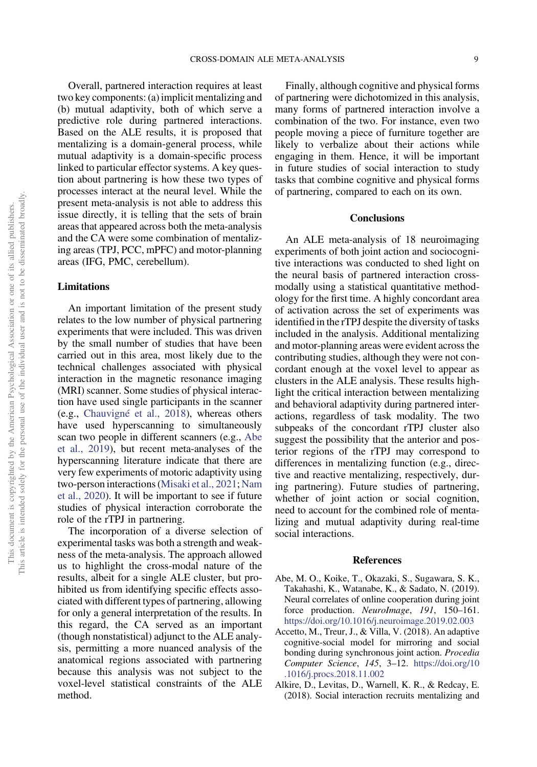Overall, partnered interaction requires at least two key components: (a) implicit mentalizing and (b) mutual adaptivity, both of which serve a predictive role during partnered interactions. Based on the ALE results, it is proposed that mentalizing is a domain-general process, while mutual adaptivity is a domain-specific process linked to particular effector systems. A key question about partnering is how these two types of processes interact at the neural level. While the present meta-analysis is not able to address this issue directly, it is telling that the sets of brain areas that appeared across both the meta-analysis and the CA were some combination of mentalizing areas (TPJ, PCC, mPFC) and motor-planning areas (IFG, PMC, cerebellum).

### Limitations

An important limitation of the present study relates to the low number of physical partnering experiments that were included. This was driven by the small number of studies that have been carried out in this area, most likely due to the technical challenges associated with physical interaction in the magnetic resonance imaging (MRI) scanner. Some studies of physical interaction have used single participants in the scanner (e.g., Chauvigné et al., 2018), whereas others have used hyperscanning to simultaneously scan two people in different scanners (e.g., Abe et al., 2019), but recent meta-analyses of the hyperscanning literature indicate that there are very few experiments of motoric adaptivity using two-person interactions (Misaki et al., 2021; Nam et al., 2020). It will be important to see if future studies of physical interaction corroborate the role of the rTPJ in partnering.

The incorporation of a diverse selection of experimental tasks was both a strength and weakness of the meta-analysis. The approach allowed us to highlight the cross-modal nature of the results, albeit for a single ALE cluster, but prohibited us from identifying specific effects associated with different types of partnering, allowing for only a general interpretation of the results. In this regard, the CA served as an important (though nonstatistical) adjunct to the ALE analysis, permitting a more nuanced analysis of the anatomical regions associated with partnering because this analysis was not subject to the voxel-level statistical constraints of the ALE method.

Finally, although cognitive and physical forms of partnering were dichotomized in this analysis, many forms of partnered interaction involve a combination of the two. For instance, even two people moving a piece of furniture together are likely to verbalize about their actions while engaging in them. Hence, it will be important in future studies of social interaction to study tasks that combine cognitive and physical forms of partnering, compared to each on its own.

## Conclusions

An ALE meta-analysis of 18 neuroimaging experiments of both joint action and sociocognitive interactions was conducted to shed light on the neural basis of partnered interaction cross-modally using a statistical quantitative methodology for the first time. A highly concordant area of activation across the set of experiments was identified in the rTPJ despite the diversity of tasks included in the analysis. Additional mentalizing and motor-planning areas were evident across the contributing studies, although they were not concordant enough at the voxel level to appear as clusters in the ALE analysis. These results highlight the critical interaction between mentalizing and behavioral adaptivity during partnered interactions, regardless of task modality. The two subpeaks of the concordant rTPJ cluster also suggest the possibility that the anterior and posterior regions of the rTPJ may correspond to differences in mentalizing function (e.g., directive and reactive mentalizing, respectively, during partnering). Future studies of partnering, whether of joint action or social cognition, need to account for the combined role of mentalizing and mutual adaptivity during real-time social interactions.

## References

Abe, M. O., Koike, T., Okazaki, S., Sugawara, S. K., Takahashi, K., Watanabe, K., & Sadato, N. (2019). Neural correlates of online cooperation during joint force production. *NeuroImage*, *191*, 150–161. https://doi.org/10.1016/j.neuroimage.2019.02.003

Accetto, M., Treur, J., & Villa, V. (2018). An adaptive cognitive-social model for mirroring and social bonding during synchronous joint action. *Procedia Computer Science*, *145*, 3–12. https://doi.org/10.1016/j.procs.2018.11.002

Alkire, D., Levitas, D., Warnell, K. R., & Redcay, E. (2018). Social interaction recruits mentalizing and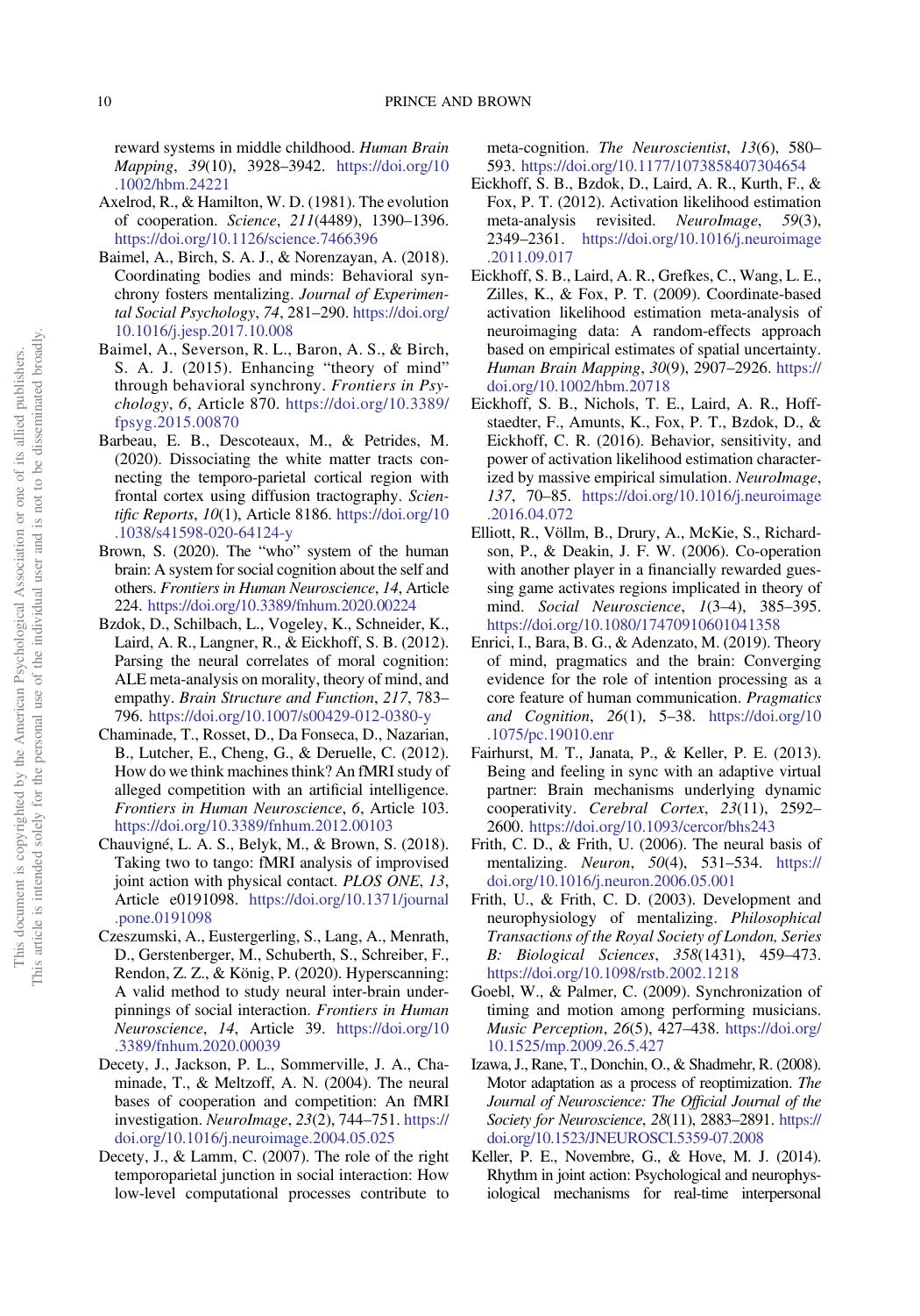reward systems in middle childhood. *Human Brain Mapping*, *39*(10), 3928–3942. https://doi.org/10.1002/hbm.24221

Axelrod, R., & Hamilton, W. D. (1981). The evolution of cooperation. *Science*, *211*(4489), 1390–1396. https://doi.org/10.1126/science.7466396

Baimel, A., Birch, S. A. J., & Norenzayan, A. (2018). Coordinating bodies and minds: Behavioral synchrony fosters mentalizing. *Journal of Experimental Social Psychology*, *74*, 281–290. https://doi.org/10.1016/j.jesp.2017.10.008

Baimel, A., Severson, R. L., Baron, A. S., & Birch, S. A. J. (2015). Enhancing "theory of mind" through behavioral synchrony. *Frontiers in Psychology*, *6*, Article 870. https://doi.org/10.3389/fpsyg.2015.00870

Barbeau, E. B., Descoteaux, M., & Petrides, M. (2020). Dissociating the white matter tracts connecting the temporo-parietal cortical region with frontal cortex using diffusion tractography. *Scientific Reports*, *10*(1), Article 8186. https://doi.org/10.1038/s41598-020-64124-y

Brown, S. (2020). The "who" system of the human brain: A system for social cognition about the self and others. *Frontiers in Human Neuroscience*, *14*, Article 224. https://doi.org/10.3389/fnhum.2020.00224

Bzdok, D., Schilbach, L., Vogeley, K., Schneider, K., Laird, A. R., Langner, R., & Eickhoff, S. B. (2012). Parsing the neural correlates of moral cognition: ALE meta-analysis on morality, theory of mind, and empathy. *Brain Structure and Function*, *217*, 783–796. https://doi.org/10.1007/s00429-012-0380-y

Chaminade, T., Rosset, D., Da Fonseca, D., Nazarian, B., Lutcher, E., Cheng, G., & Deruelle, C. (2012). How do we think machines think? An fMRI study of alleged competition with an artificial intelligence. *Frontiers in Human Neuroscience*, *6*, Article 103. https://doi.org/10.3389/fnhum.2012.00103

Chauvigné, L. A. S., Belyk, M., & Brown, S. (2018). Taking two to tango: fMRI analysis of improvised joint action with physical contact. *PLOS ONE*, *13*, Article e0191098. https://doi.org/10.1371/journal.pone.0191098

Czeszumski, A., Eustergerling, S., Lang, A., Menrath, D., Gerstenberger, M., Schuberth, S., Schreiber, F., Rendon, Z. Z., & König, P. (2020). Hyperscanning: A valid method to study neural inter-brain underpinnings of social interaction. *Frontiers in Human Neuroscience*, *14*, Article 39. https://doi.org/10.3389/fnhum.2020.00039

Decety, J., Jackson, P. L., Sommerville, J. A., Chaminade, T., & Meltzoff, A. N. (2004). The neural bases of cooperation and competition: An fMRI investigation. *NeuroImage*, *23*(2), 744–751. https://doi.org/10.1016/j.neuroimage.2004.05.025

Decety, J., & Lamm, C. (2007). The role of the right temporoparietal junction in social interaction: How low-level computational processes contribute to meta-cognition. *The Neuroscientist*, *13*(6), 580–593. https://doi.org/10.1177/1073858407304654

Eickhoff, S. B., Bzdok, D., Laird, A. R., Kurth, F., & Fox, P. T. (2012). Activation likelihood estimation meta-analysis revisited. *NeuroImage*, *59*(3), 2349–2361. https://doi.org/10.1016/j.neuroimage.2011.09.017

Eickhoff, S. B., Laird, A. R., Grefkes, C., Wang, L. E., Zilles, K., & Fox, P. T. (2009). Coordinate-based activation likelihood estimation meta-analysis of neuroimaging data: A random-effects approach based on empirical estimates of spatial uncertainty. *Human Brain Mapping*, *30*(9), 2907–2926. https://doi.org/10.1002/hbm.20718

Eickhoff, S. B., Nichols, T. E., Laird, A. R., Hoffstaedter, F., Amunts, K., Fox, P. T., Bzdok, D., & Eickhoff, C. R. (2016). Behavior, sensitivity, and power of activation likelihood estimation characterized by massive empirical simulation. *NeuroImage*, *137*, 70–85. https://doi.org/10.1016/j.neuroimage.2016.04.072

Elliott, R., Völlm, B., Drury, A., McKie, S., Richardson, P., & Deakin, J. F. W. (2006). Co-operation with another player in a financially rewarded guessing game activates regions implicated in theory of mind. *Social Neuroscience*, *1*(3–4), 385–395. https://doi.org/10.1080/17470910601041358

Enrici, I., Bara, B. G., & Adenzato, M. (2019). Theory of mind, pragmatics and the brain: Converging evidence for the role of intention processing as a core feature of human communication. *Pragmatics and Cognition*, *26*(1), 5–38. https://doi.org/10.1075/pc.19010.enr

Fairhurst, M. T., Janata, P., & Keller, P. E. (2013). Being and feeling in sync with an adaptive virtual partner: Brain mechanisms underlying dynamic cooperativity. *Cerebral Cortex*, *23*(11), 2592–2600. https://doi.org/10.1093/cercor/bhs243

Frith, C. D., & Frith, U. (2006). The neural basis of mentalizing. *Neuron*, *50*(4), 531–534. https://doi.org/10.1016/j.neuron.2006.05.001

Frith, U., & Frith, C. D. (2003). Development and neurophysiology of mentalizing. *Philosophical Transactions of the Royal Society of London, Series B: Biological Sciences*, *358*(1431), 459–473. https://doi.org/10.1098/rstb.2002.1218

Goebl, W., & Palmer, C. (2009). Synchronization of timing and motion among performing musicians. *Music Perception*, *26*(5), 427–438. https://doi.org/10.1525/mp.2009.26.5.427

Izawa, J., Rane, T., Donchin, O., & Shadmehr, R. (2008). Motor adaptation as a process of reoptimization. *The Journal of Neuroscience: The Official Journal of the Society for Neuroscience*, *28*(11), 2883–2891. https://doi.org/10.1523/JNEUROSCI.5359-07.2008

Keller, P. E., Novembre, G., & Hove, M. J. (2014). Rhythm in joint action: Psychological and neurophysiological mechanisms for real-time interpersonal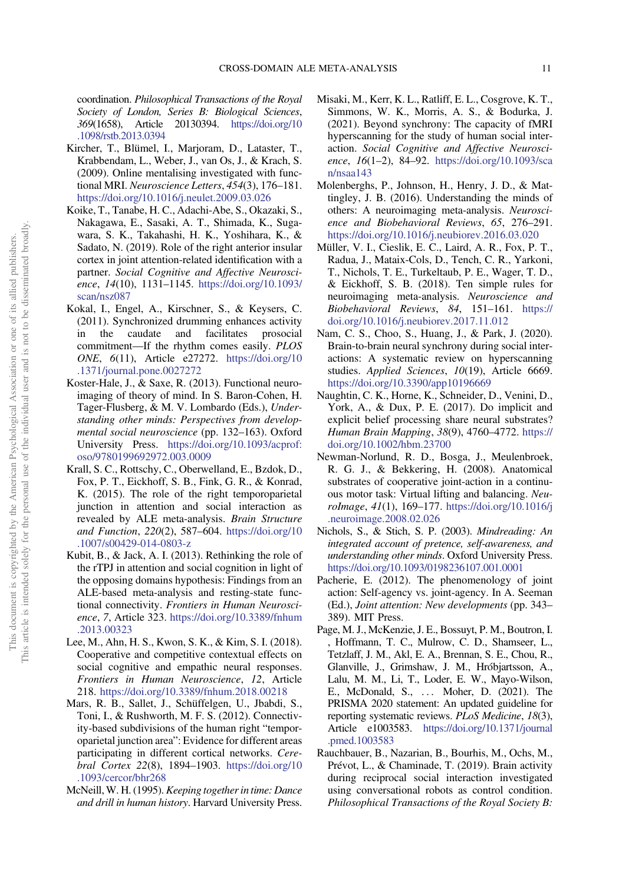coordination. *Philosophical Transactions of the Royal Society of London, Series B: Biological Sciences*, *369*(1658), Article 20130394. https://doi.org/10.1098/rstb.2013.0394

Kircher, T., Blümel, I., Marjoram, D., Lataster, T., Krabbendam, L., Weber, J., van Os, J., & Krach, S. (2009). Online mentalising investigated with functional MRI. *Neuroscience Letters*, *454*(3), 176–181. https://doi.org/10.1016/j.neulet.2009.03.026

Koike, T., Tanabe, H. C., Adachi-Abe, S., Okazaki, S., Nakagawa, E., Sasaki, A. T., Shimada, K., Sugawara, S. K., Takahashi, H. K., Yoshihara, K., & Sadato, N. (2019). Role of the right anterior insular cortex in joint attention-related identification with a partner. *Social Cognitive and Affective Neuroscience*, *14*(10), 1131–1145. https://doi.org/10.1093/scan/nsz087

Kokal, I., Engel, A., Kirschner, S., & Keysers, C. (2011). Synchronized drumming enhances activity in the caudate and facilitates prosocial commitment—If the rhythm comes easily. *PLOS ONE*, *6*(11), Article e27272. https://doi.org/10.1371/journal.pone.0027272

Koster-Hale, J., & Saxe, R. (2013). Functional neuroimaging of theory of mind. In S. Baron-Cohen, H. Tager-Flusberg, & M. V. Lombardo (Eds.), *Understanding other minds: Perspectives from developmental social neuroscience* (pp. 132–163). Oxford University Press. https://doi.org/10.1093/acprof:oso/9780199692972.003.0009

Krall, S. C., Rottschy, C., Oberwelland, E., Bzdok, D., Fox, P. T., Eickhoff, S. B., Fink, G. R., & Konrad, K. (2015). The role of the right temporoparietal junction in attention and social interaction as revealed by ALE meta-analysis. *Brain Structure and Function*, *220*(2), 587–604. https://doi.org/10.1007/s00429-014-0803-z

Kubit, B., & Jack, A. I. (2013). Rethinking the role of the rTPJ in attention and social cognition in light of the opposing domains hypothesis: Findings from an ALE-based meta-analysis and resting-state functional connectivity. *Frontiers in Human Neuroscience*, *7*, Article 323. https://doi.org/10.3389/fnhum.2013.00323

Lee, M., Ahn, H. S., Kwon, S. K., & Kim, S. I. (2018). Cooperative and competitive contextual effects on social cognitive and empathic neural responses. *Frontiers in Human Neuroscience*, *12*, Article 218. https://doi.org/10.3389/fnhum.2018.00218

Mars, R. B., Sallet, J., Schüffelgen, U., Jbabdi, S., Toni, I., & Rushworth, M. F. S. (2012). Connectivity-based subdivisions of the human right "temporoparietal junction area": Evidence for different areas participating in different cortical networks. *Cerebral Cortex* *22*(8), 1894–1903. https://doi.org/10.1093/cercor/bhr268

McNeill, W. H. (1995). *Keeping together in time: Dance and drill in human history*. Harvard University Press.

Misaki, M., Kerr, K. L., Ratliff, E. L., Cosgrove, K. T., Simmons, W. K., Morris, A. S., & Bodurka, J. (2021). Beyond synchrony: The capacity of fMRI hyperscanning for the study of human social interaction. *Social Cognitive and Affective Neuroscience*, *16*(1–2), 84–92. https://doi.org/10.1093/scan/nsaa143

Molenberghs, P., Johnson, H., Henry, J. D., & Mattingley, J. B. (2016). Understanding the minds of others: A neuroimaging meta-analysis. *Neuroscience and Biobehavioral Reviews*, *65*, 276–291. https://doi.org/10.1016/j.neubiorev.2016.03.020

Müller, V. I., Cieslik, E. C., Laird, A. R., Fox, P. T., Radua, J., Mataix-Cols, D., Tench, C. R., Yarkoni, T., Nichols, T. E., Turkeltaub, P. E., Wager, T. D., & Eickhoff, S. B. (2018). Ten simple rules for neuroimaging meta-analysis. *Neuroscience and Biobehavioral Reviews*, *84*, 151–161. https://doi.org/10.1016/j.neubiorev.2017.11.012

Nam, C. S., Choo, S., Huang, J., & Park, J. (2020). Brain-to-brain neural synchrony during social interactions: A systematic review on hyperscanning studies. *Applied Sciences*, *10*(19), Article 6669. https://doi.org/10.3390/app10196669

Naughtin, C. K., Horne, K., Schneider, D., Venini, D., York, A., & Dux, P. E. (2017). Do implicit and explicit belief processing share neural substrates? *Human Brain Mapping*, *38*(9), 4760–4772. https://doi.org/10.1002/hbm.23700

Newman-Norlund, R. D., Bosga, J., Meulenbroek, R. G. J., & Bekkering, H. (2008). Anatomical substrates of cooperative joint-action in a continuous motor task: Virtual lifting and balancing. *NeuroImage*, *41*(1), 169–177. https://doi.org/10.1016/j.neuroimage.2008.02.026

Nichols, S., & Stich, S. P. (2003). *Mindreading: An integrated account of pretence, self-awareness, and understanding other minds*. Oxford University Press. https://doi.org/10.1093/0198236107.001.0001

Pacherie, E. (2012). The phenomenology of joint action: Self-agency vs. joint-agency. In A. Seeman (Ed.), *Joint attention: New developments* (pp. 343–389). MIT Press.

Page, M. J., McKenzie, J. E., Bossuyt, P. M., Boutron, I., Hoffmann, T. C., Mulrow, C. D., Shamseer, L., Tetzlaff, J. M., Akl, E. A., Brennan, S. E., Chou, R., Glanville, J., Grimshaw, J. M., Hróbjartsson, A., Lalu, M. M., Li, T., Loder, E. W., Mayo-Wilson, E., McDonald, S., . . . Moher, D. (2021). The PRISMA 2020 statement: An updated guideline for reporting systematic reviews. *PLoS Medicine*, *18*(3), Article e1003583. https://doi.org/10.1371/journal.pmed.1003583

Rauchbauer, B., Nazarian, B., Bourhis, M., Ochs, M., Prévot, L., & Chaminade, T. (2019). Brain activity during reciprocal social interaction investigated using conversational robots as control condition. *Philosophical Transactions of the Royal Society B:*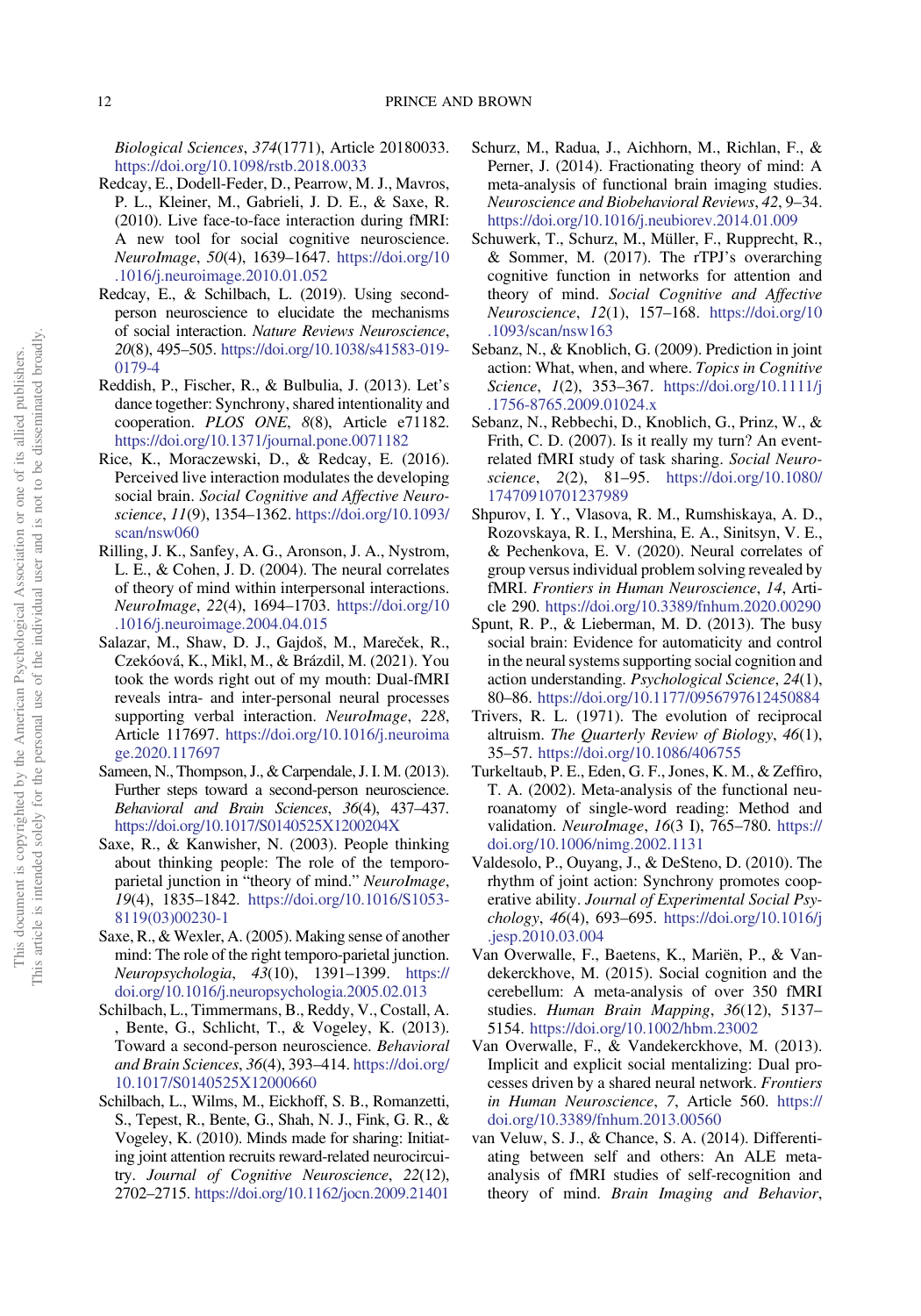Biological Sciences, 374(1771), Article 20180033. https://doi.org/10.1098/rstb.2018.0033

Redcay, E., Dodell-Feder, D., Pearrow, M. J., Mavros, P. L., Kleiner, M., Gabrieli, J. D. E., & Saxe, R. (2010). Live face-to-face interaction during fMRI: A new tool for social cognitive neuroscience. *NeuroImage*, *50*(4), 1639–1647. https://doi.org/10.1016/j.neuroimage.2010.01.052

Redcay, E., & Schilbach, L. (2019). Using second-person neuroscience to elucidate the mechanisms of social interaction. *Nature Reviews Neuroscience*, *20*(8), 495–505. https://doi.org/10.1038/s41583-019-0179-4

Reddish, P., Fischer, R., & Bulbulia, J. (2013). Let's dance together: Synchrony, shared intentionality and cooperation. *PLOS ONE*, *8*(8), Article e71182. https://doi.org/10.1371/journal.pone.0071182

Rice, K., Moraczewski, D., & Redcay, E. (2016). Perceived live interaction modulates the developing social brain. *Social Cognitive and Affective Neuroscience*, *11*(9), 1354–1362. https://doi.org/10.1093/scan/nsw060

Rilling, J. K., Sanfey, A. G., Aronson, J. A., Nystrom, L. E., & Cohen, J. D. (2004). The neural correlates of theory of mind within interpersonal interactions. *NeuroImage*, *22*(4), 1694–1703. https://doi.org/10.1016/j.neuroimage.2004.04.015

Salazar, M., Shaw, D. J., Gajdoš, M., Mareček, R., Czekóová, K., Mikl, M., & Brázdil, M. (2021). You took the words right out of my mouth: Dual-fMRI reveals intra- and inter-personal neural processes supporting verbal interaction. *NeuroImage*, *228*, Article 117697. https://doi.org/10.1016/j.neuroimage.2020.117697

Sameen, N., Thompson, J., & Carpendale, J. I. M. (2013). Further steps toward a second-person neuroscience. *Behavioral and Brain Sciences*, *36*(4), 437–437. https://doi.org/10.1017/S0140525X1200204X

Saxe, R., & Kanwisher, N. (2003). People thinking about thinking people: The role of the temporo-parietal junction in "theory of mind." *NeuroImage*, *19*(4), 1835–1842. https://doi.org/10.1016/S1053-8119(03)00230-1

Saxe, R., & Wexler, A. (2005). Making sense of another mind: The role of the right temporo-parietal junction. *Neuropsychologia*, *43*(10), 1391–1399. https://doi.org/10.1016/j.neuropsychologia.2005.02.013

Schilbach, L., Timmermans, B., Reddy, V., Costall, A., Bente, G., Schlicht, T., & Vogeley, K. (2013). Toward a second-person neuroscience. *Behavioral and Brain Sciences*, *36*(4), 393–414. https://doi.org/10.1017/S0140525X12000660

Schilbach, L., Wilms, M., Eickhoff, S. B., Romanzetti, S., Tepest, R., Bente, G., Shah, N. J., Fink, G. R., & Vogeley, K. (2010). Minds made for sharing: Initiating joint attention recruits reward-related neurocircuitry. *Journal of Cognitive Neuroscience*, *22*(12), 2702–2715. https://doi.org/10.1162/jocn.2009.21401

Schurz, M., Radua, J., Aichhorn, M., Richlan, F., & Perner, J. (2014). Fractionating theory of mind: A meta-analysis of functional brain imaging studies. *Neuroscience and Biobehavioral Reviews*, *42*, 9–34. https://doi.org/10.1016/j.neubiorev.2014.01.009

Schuwerk, T., Schurz, M., Müller, F., Rupprecht, R., & Sommer, M. (2017). The rTPJ's overarching cognitive function in networks for attention and theory of mind. *Social Cognitive and Affective Neuroscience*, *12*(1), 157–168. https://doi.org/10.1093/scan/nsw163

Sebanz, N., & Knoblich, G. (2009). Prediction in joint action: What, when, and where. *Topics in Cognitive Science*, *1*(2), 353–367. https://doi.org/10.1111/j.1756-8765.2009.01024.x

Sebanz, N., Rebbechi, D., Knoblich, G., Prinz, W., & Frith, C. D. (2007). Is it really my turn? An event-related fMRI study of task sharing. *Social Neuroscience*, *2*(2), 81–95. https://doi.org/10.1080/17470910701237989

Shpurov, I. Y., Vlasova, R. M., Rumshiskaya, A. D., Rozovskaya, R. I., Mershina, E. A., Sinitsyn, V. E., & Pechenkova, E. V. (2020). Neural correlates of group versus individual problem solving revealed by fMRI. *Frontiers in Human Neuroscience*, *14*, Article 290. https://doi.org/10.3389/fnhum.2020.00290

Spunt, R. P., & Lieberman, M. D. (2013). The busy social brain: Evidence for automaticity and control in the neural systems supporting social cognition and action understanding. *Psychological Science*, *24*(1), 80–86. https://doi.org/10.1177/0956797612450884

Trivers, R. L. (1971). The evolution of reciprocal altruism. *The Quarterly Review of Biology*, *46*(1), 35–57. https://doi.org/10.1086/406755

Turkeltaub, P. E., Eden, G. F., Jones, K. M., & Zeffiro, T. A. (2002). Meta-analysis of the functional neuroanatomy of single-word reading: Method and validation. *NeuroImage*, *16*(3 I), 765–780. https://doi.org/10.1006/nimg.2002.1131

Valdesolo, P., Ouyang, J., & DeSteno, D. (2010). The rhythm of joint action: Synchrony promotes cooperative ability. *Journal of Experimental Social Psychology*, *46*(4), 693–695. https://doi.org/10.1016/j.jesp.2010.03.004

Van Overwalle, F., Baetens, K., Mariën, P., & Vandekerckhove, M. (2015). Social cognition and the cerebellum: A meta-analysis of over 350 fMRI studies. *Human Brain Mapping*, *36*(12), 5137–5154. https://doi.org/10.1002/hbm.23002

Van Overwalle, F., & Vandekerckhove, M. (2013). Implicit and explicit social mentalizing: Dual processes driven by a shared neural network. *Frontiers in Human Neuroscience*, *7*, Article 560. https://doi.org/10.3389/fnhum.2013.00560

van Veluw, S. J., & Chance, S. A. (2014). Differentiating between self and others: An ALE meta-analysis of fMRI studies of self-recognition and theory of mind. *Brain Imaging and Behavior*,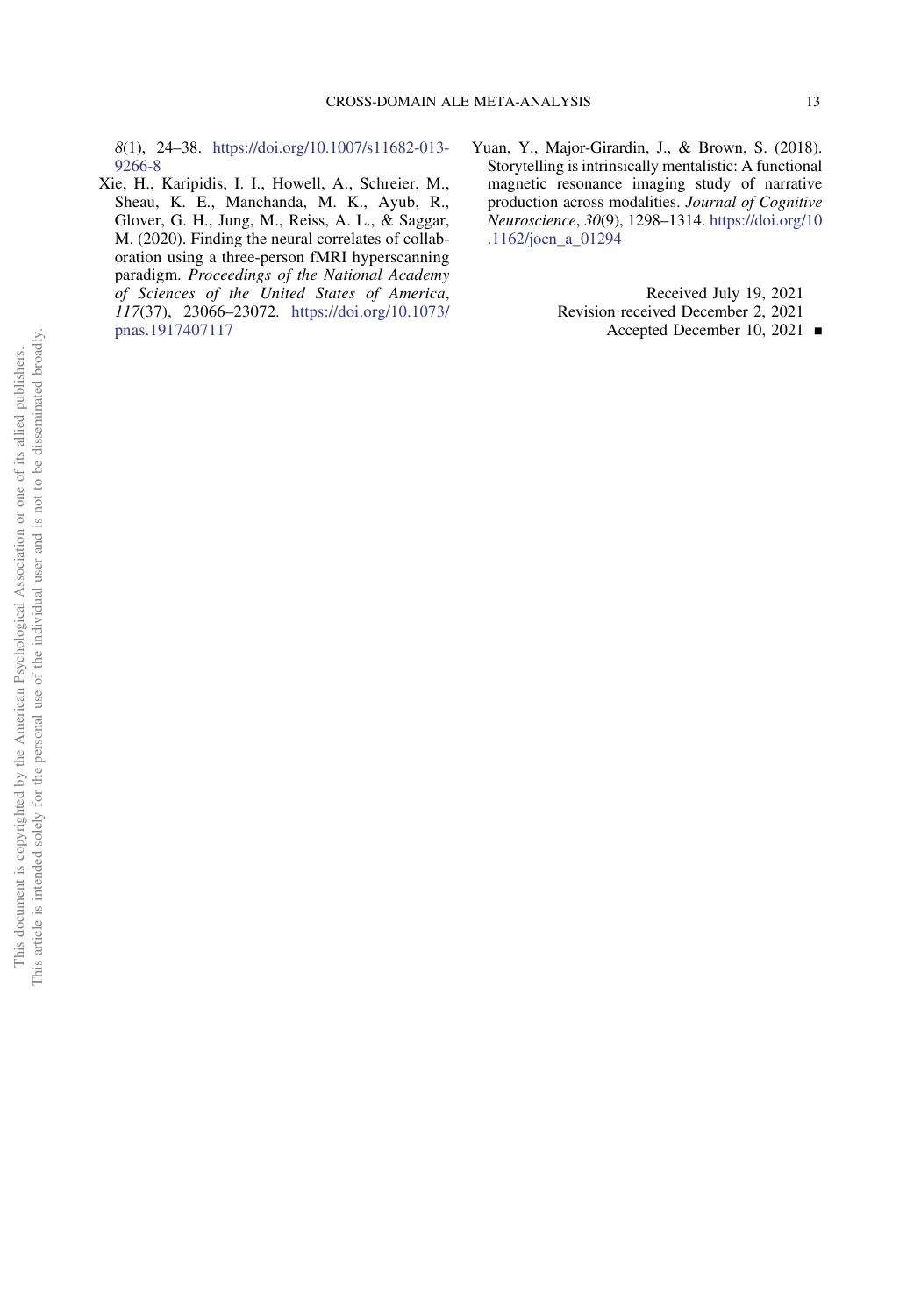*8*(1), 24–38. https://doi.org/10.1007/s11682-013-9266-8

Xie, H., Karipidis, I. I., Howell, A., Schreier, M., Sheau, K. E., Manchanda, M. K., Ayub, R., Glover, G. H., Jung, M., Reiss, A. L., & Saggar, M. (2020). Finding the neural correlates of collaboration using a three-person fMRI hyperscanning paradigm. *Proceedings of the National Academy of Sciences of the United States of America*, *117*(37), 23066–23072. https://doi.org/10.1073/pnas.1917407117

Yuan, Y., Major-Girardin, J., & Brown, S. (2018). Storytelling is intrinsically mentalistic: A functional magnetic resonance imaging study of narrative production across modalities. *Journal of Cognitive Neuroscience*, *30*(9), 1298–1314. https://doi.org/10.1162/jocn_a_01294

Received July 19, 2021
Revision received December 2, 2021
Accepted December 10, 2021 ■